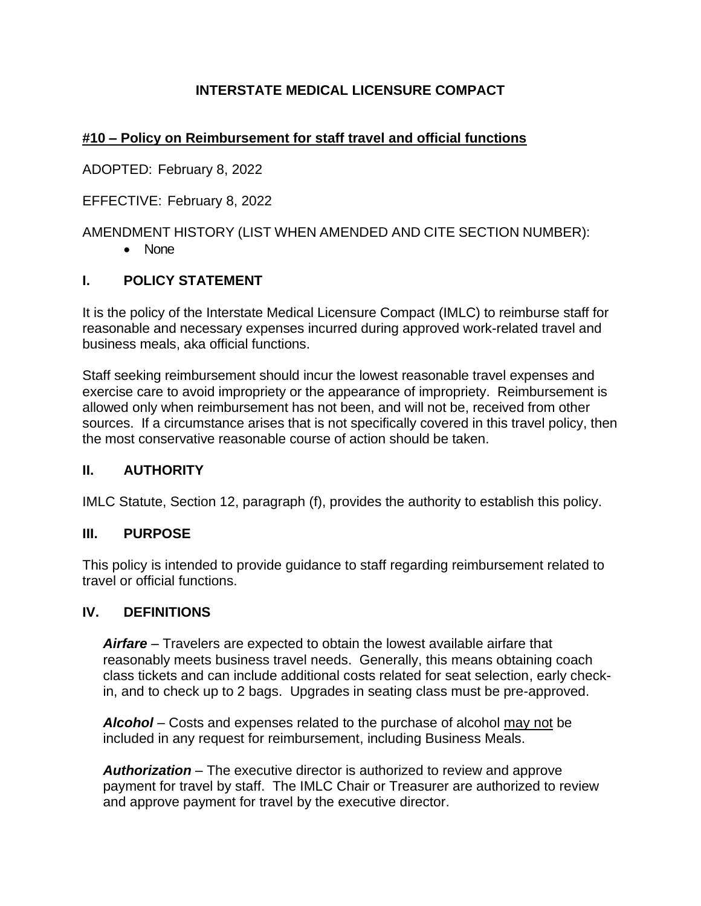# INTERSTATE MEDICAL LICENSURE COMPACT

## #10 – Policy on Reimbursement for staff travel and official functions

ADOPTED: February 8, 2022

EFFECTIVE: February 8, 2022

AMENDMENT HISTORY (LIST WHEN AMENDED AND CITE SECTION NUMBER):

- None

## I. POLICY STATEMENT

It is the policy of the Interstate Medical Licensure Compact (IMLC) to reimburse staff for reasonable and necessary expenses incurred during approved work-related travel and business meals, aka official functions.

Staff seeking reimbursement should incur the lowest reasonable travel expenses and exercise care to avoid impropriety or the appearance of impropriety. Reimbursement is allowed only when reimbursement has not been, and will not be, received from other sources. If a circumstance arises that is not specifically covered in this travel policy, then the most conservative reasonable course of action should be taken.

## II. AUTHORITY

IMLC Statute, Section 12, paragraph (f), provides the authority to establish this policy.

## III. PURPOSE

This policy is intended to provide guidance to staff regarding reimbursement related to travel or official functions.

## IV. DEFINITIONS

***Airfare*** – Travelers are expected to obtain the lowest available airfare that reasonably meets business travel needs. Generally, this means obtaining coach class tickets and can include additional costs related for seat selection, early check-in, and to check up to 2 bags. Upgrades in seating class must be pre-approved.

***Alcohol*** – Costs and expenses related to the purchase of alcohol <u>may not</u> be included in any request for reimbursement, including Business Meals.

***Authorization*** – The executive director is authorized to review and approve payment for travel by staff. The IMLC Chair or Treasurer are authorized to review and approve payment for travel by the executive director.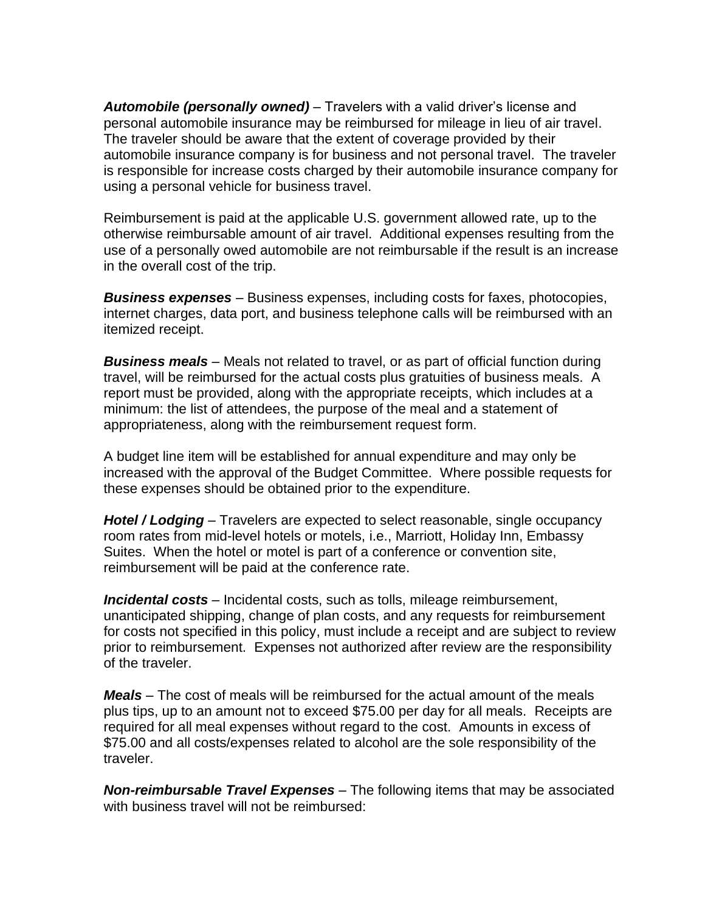***Automobile (personally owned)*** – Travelers with a valid driver's license and personal automobile insurance may be reimbursed for mileage in lieu of air travel. The traveler should be aware that the extent of coverage provided by their automobile insurance company is for business and not personal travel. The traveler is responsible for increase costs charged by their automobile insurance company for using a personal vehicle for business travel.

Reimbursement is paid at the applicable U.S. government allowed rate, up to the otherwise reimbursable amount of air travel. Additional expenses resulting from the use of a personally owed automobile are not reimbursable if the result is an increase in the overall cost of the trip.

***Business expenses*** – Business expenses, including costs for faxes, photocopies, internet charges, data port, and business telephone calls will be reimbursed with an itemized receipt.

***Business meals*** – Meals not related to travel, or as part of official function during travel, will be reimbursed for the actual costs plus gratuities of business meals. A report must be provided, along with the appropriate receipts, which includes at a minimum: the list of attendees, the purpose of the meal and a statement of appropriateness, along with the reimbursement request form.

A budget line item will be established for annual expenditure and may only be increased with the approval of the Budget Committee. Where possible requests for these expenses should be obtained prior to the expenditure.

***Hotel / Lodging*** – Travelers are expected to select reasonable, single occupancy room rates from mid-level hotels or motels, i.e., Marriott, Holiday Inn, Embassy Suites. When the hotel or motel is part of a conference or convention site, reimbursement will be paid at the conference rate.

***Incidental costs*** – Incidental costs, such as tolls, mileage reimbursement, unanticipated shipping, change of plan costs, and any requests for reimbursement for costs not specified in this policy, must include a receipt and are subject to review prior to reimbursement. Expenses not authorized after review are the responsibility of the traveler.

***Meals*** – The cost of meals will be reimbursed for the actual amount of the meals plus tips, up to an amount not to exceed $75.00 per day for all meals. Receipts are required for all meal expenses without regard to the cost. Amounts in excess of $75.00 and all costs/expenses related to alcohol are the sole responsibility of the traveler.

***Non-reimbursable Travel Expenses*** – The following items that may be associated with business travel will not be reimbursed: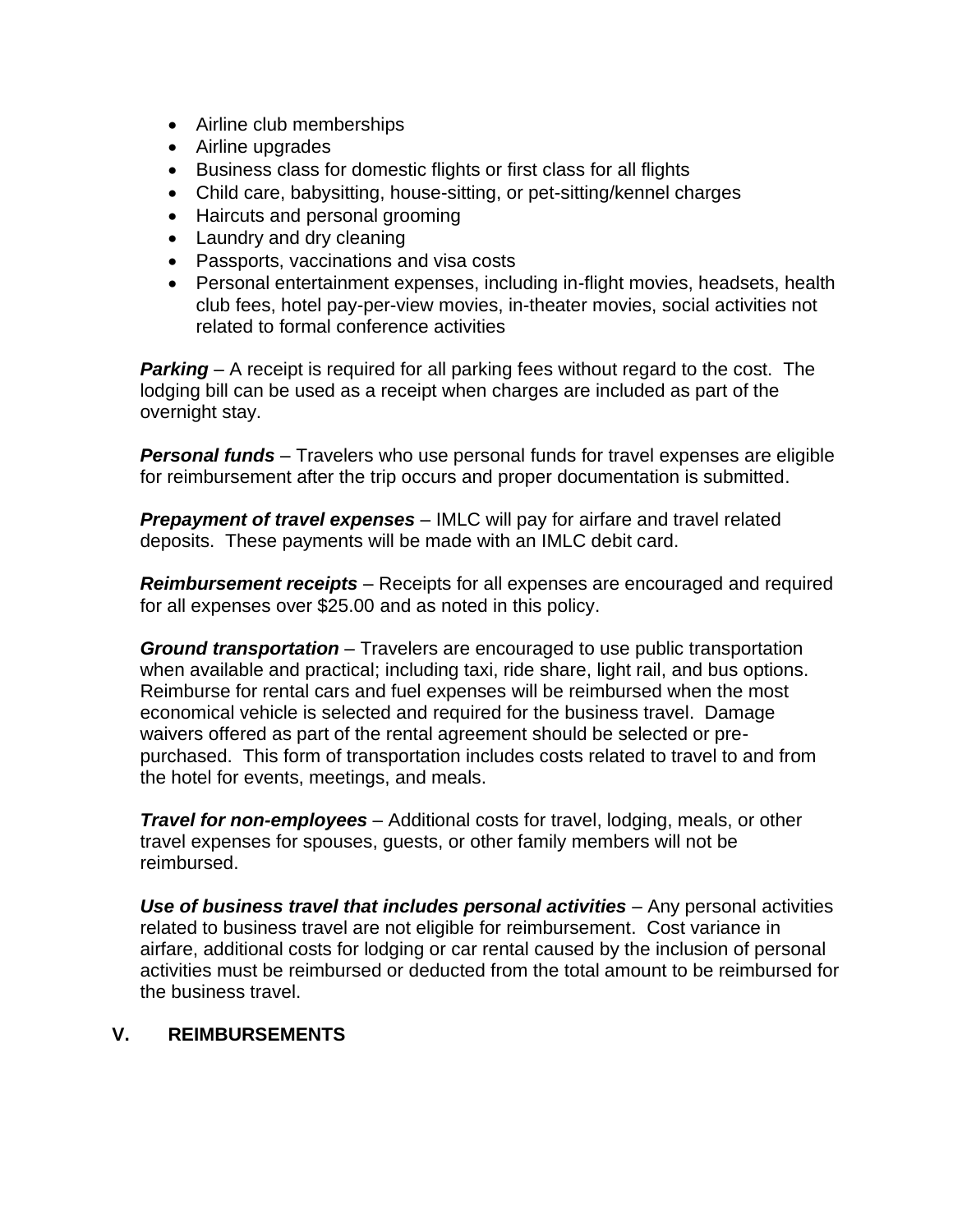- Airline club memberships
- Airline upgrades
- Business class for domestic flights or first class for all flights
- Child care, babysitting, house-sitting, or pet-sitting/kennel charges
- Haircuts and personal grooming
- Laundry and dry cleaning
- Passports, vaccinations and visa costs
- Personal entertainment expenses, including in-flight movies, headsets, health club fees, hotel pay-per-view movies, in-theater movies, social activities not related to formal conference activities

***Parking*** – A receipt is required for all parking fees without regard to the cost. The lodging bill can be used as a receipt when charges are included as part of the overnight stay.

***Personal funds*** – Travelers who use personal funds for travel expenses are eligible for reimbursement after the trip occurs and proper documentation is submitted.

***Prepayment of travel expenses*** – IMLC will pay for airfare and travel related deposits. These payments will be made with an IMLC debit card.

***Reimbursement receipts*** – Receipts for all expenses are encouraged and required for all expenses over $25.00 and as noted in this policy.

***Ground transportation*** – Travelers are encouraged to use public transportation when available and practical; including taxi, ride share, light rail, and bus options. Reimburse for rental cars and fuel expenses will be reimbursed when the most economical vehicle is selected and required for the business travel. Damage waivers offered as part of the rental agreement should be selected or pre-purchased. This form of transportation includes costs related to travel to and from the hotel for events, meetings, and meals.

***Travel for non-employees*** – Additional costs for travel, lodging, meals, or other travel expenses for spouses, guests, or other family members will not be reimbursed.

***Use of business travel that includes personal activities*** – Any personal activities related to business travel are not eligible for reimbursement. Cost variance in airfare, additional costs for lodging or car rental caused by the inclusion of personal activities must be reimbursed or deducted from the total amount to be reimbursed for the business travel.

## V. REIMBURSEMENTS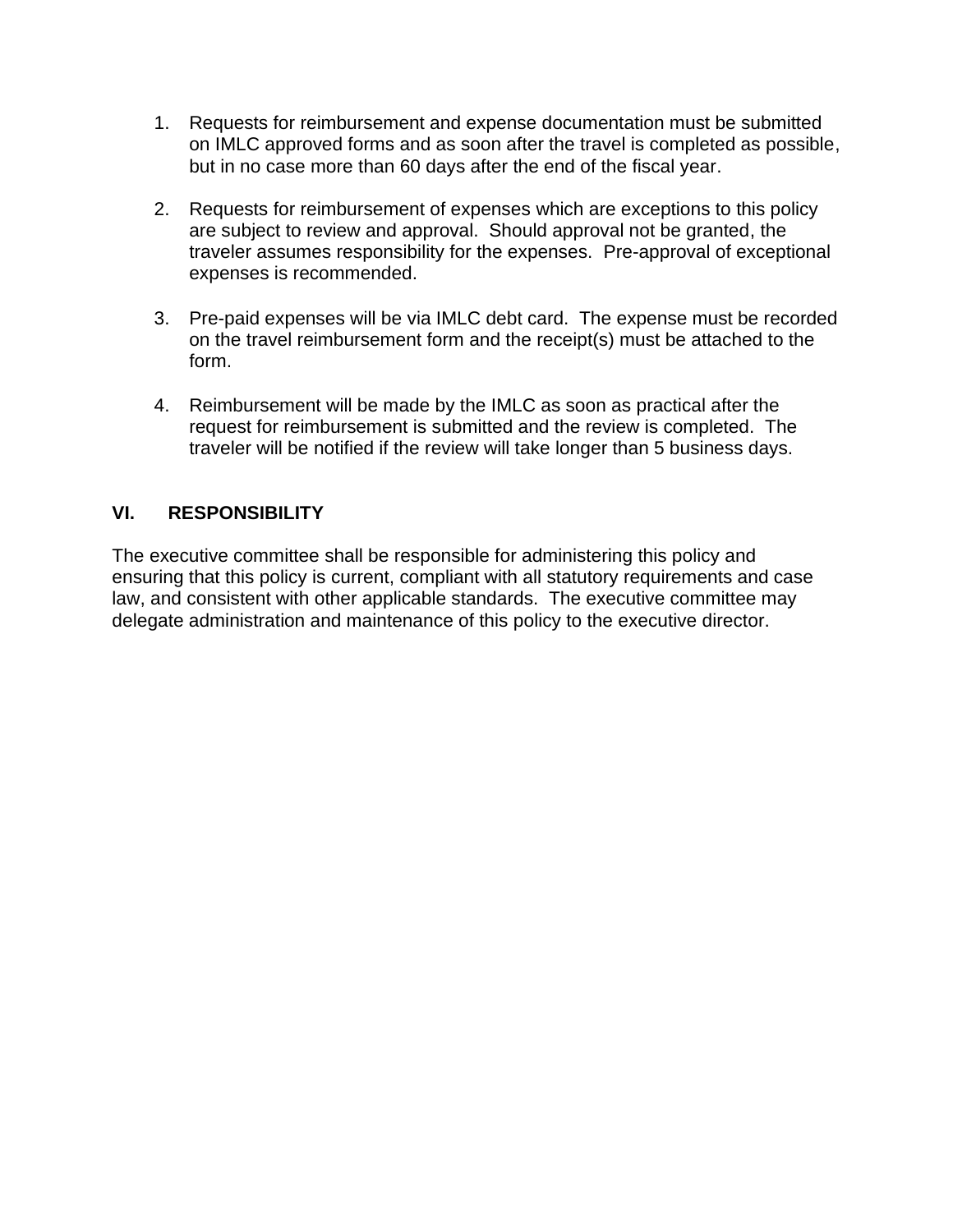1. Requests for reimbursement and expense documentation must be submitted on IMLC approved forms and as soon after the travel is completed as possible, but in no case more than 60 days after the end of the fiscal year.

2. Requests for reimbursement of expenses which are exceptions to this policy are subject to review and approval. Should approval not be granted, the traveler assumes responsibility for the expenses. Pre-approval of exceptional expenses is recommended.

3. Pre-paid expenses will be via IMLC debt card. The expense must be recorded on the travel reimbursement form and the receipt(s) must be attached to the form.

4. Reimbursement will be made by the IMLC as soon as practical after the request for reimbursement is submitted and the review is completed. The traveler will be notified if the review will take longer than 5 business days.

## VI. RESPONSIBILITY

The executive committee shall be responsible for administering this policy and ensuring that this policy is current, compliant with all statutory requirements and case law, and consistent with other applicable standards. The executive committee may delegate administration and maintenance of this policy to the executive director.